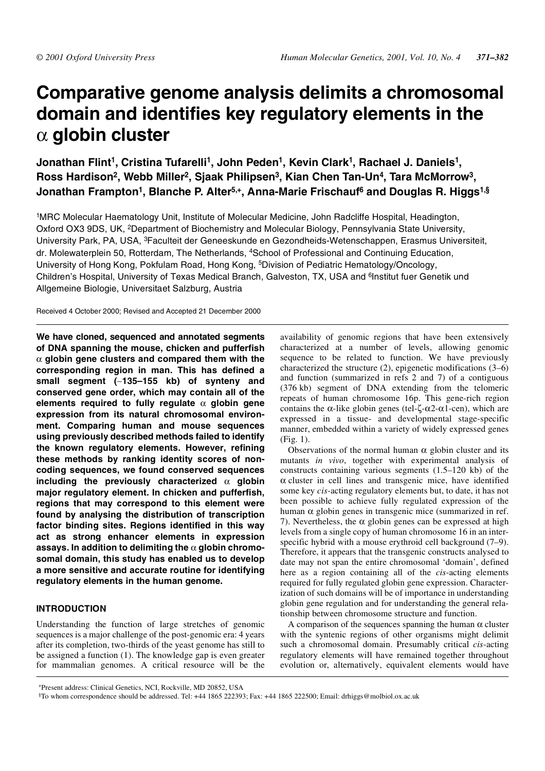# Comparative genome analysis delimits a chromosomal domain and identifies key regulatory elements in the α globin cluster

**Jonathan Flint[1], Cristina Tufarelli[1], John Peden[1], Kevin Clark[1], Rachael J. Daniels[1], Ross Hardison[2], Webb Miller[2], Sjaak Philipsen[3], Kian Chen Tan-Un[4], Tara McMorrow[3], Jonathan Frampton[1], Blanche P. Alter[5,+], Anna-Marie Frischauf[6] and Douglas R. Higgs[1,§]**

[1]MRC Molecular Haematology Unit, Institute of Molecular Medicine, John Radcliffe Hospital, Headington, Oxford OX3 9DS, UK, [2]Department of Biochemistry and Molecular Biology, Pennsylvania State University, University Park, PA, USA, [3]Faculteit der Geneeskunde en Gezondheids-Wetenschappen, Erasmus Universiteit, dr. Molewaterplein 50, Rotterdam, The Netherlands, [4]School of Professional and Continuing Education, University of Hong Kong, Pokfulam Road, Hong Kong, [5]Division of Pediatric Hematology/Oncology, Children's Hospital, University of Texas Medical Branch, Galveston, TX, USA and [6]Institut fuer Genetik und Allgemeine Biologie, Universitaet Salzburg, Austria

Received 4 October 2000; Revised and Accepted 21 December 2000

**We have cloned, sequenced and annotated segments of DNA spanning the mouse, chicken and pufferfish α globin gene clusters and compared them with the corresponding region in man. This has defined a small segment (~135–155 kb) of synteny and conserved gene order, which may contain all of the elements required to fully regulate α globin gene expression from its natural chromosomal environment. Comparing human and mouse sequences using previously described methods failed to identify the known regulatory elements. However, refining these methods by ranking identity scores of non-coding sequences, we found conserved sequences including the previously characterized α globin major regulatory element. In chicken and pufferfish, regions that may correspond to this element were found by analysing the distribution of transcription factor binding sites. Regions identified in this way act as strong enhancer elements in expression assays. In addition to delimiting the α globin chromosomal domain, this study has enabled us to develop a more sensitive and accurate routine for identifying regulatory elements in the human genome.**

## INTRODUCTION

Understanding the function of large stretches of genomic sequences is a major challenge of the post-genomic era: 4 years after its completion, two-thirds of the yeast genome has still to be assigned a function (1). The knowledge gap is even greater for mammalian genomes. A critical resource will be the availability of genomic regions that have been extensively characterized at a number of levels, allowing genomic sequence to be related to function. We have previously characterized the structure (2), epigenetic modifications (3–6) and function (summarized in refs 2 and 7) of a contiguous (376 kb) segment of DNA extending from the telomeric repeats of human chromosome 16p. This gene-rich region contains the α-like globin genes (tel-ζ-α2-α1-cen), which are expressed in a tissue- and developmental stage-specific manner, embedded within a variety of widely expressed genes (Fig. 1).

Observations of the normal human α globin cluster and its mutants *in vivo*, together with experimental analysis of constructs containing various segments (1.5–120 kb) of the α cluster in cell lines and transgenic mice, have identified some key *cis*-acting regulatory elements but, to date, it has not been possible to achieve fully regulated expression of the human α globin genes in transgenic mice (summarized in ref. 7). Nevertheless, the α globin genes can be expressed at high levels from a single copy of human chromosome 16 in an interspecific hybrid with a mouse erythroid cell background (7–9). Therefore, it appears that the transgenic constructs analysed to date may not span the entire chromosomal 'domain', defined here as a region containing all of the *cis*-acting elements required for fully regulated globin gene expression. Characterization of such domains will be of importance in understanding globin gene regulation and for understanding the general relationship between chromosome structure and function.

A comparison of the sequences spanning the human α cluster with the syntenic regions of other organisms might delimit such a chromosomal domain. Presumably critical *cis*-acting regulatory elements will have remained together throughout evolution or, alternatively, equivalent elements would have

+Present address: Clinical Genetics, NCI, Rockville, MD 20852, USA

§To whom correspondence should be addressed. Tel: +44 1865 222393; Fax: +44 1865 222500; Email: drhiggs@molbiol.ox.ac.uk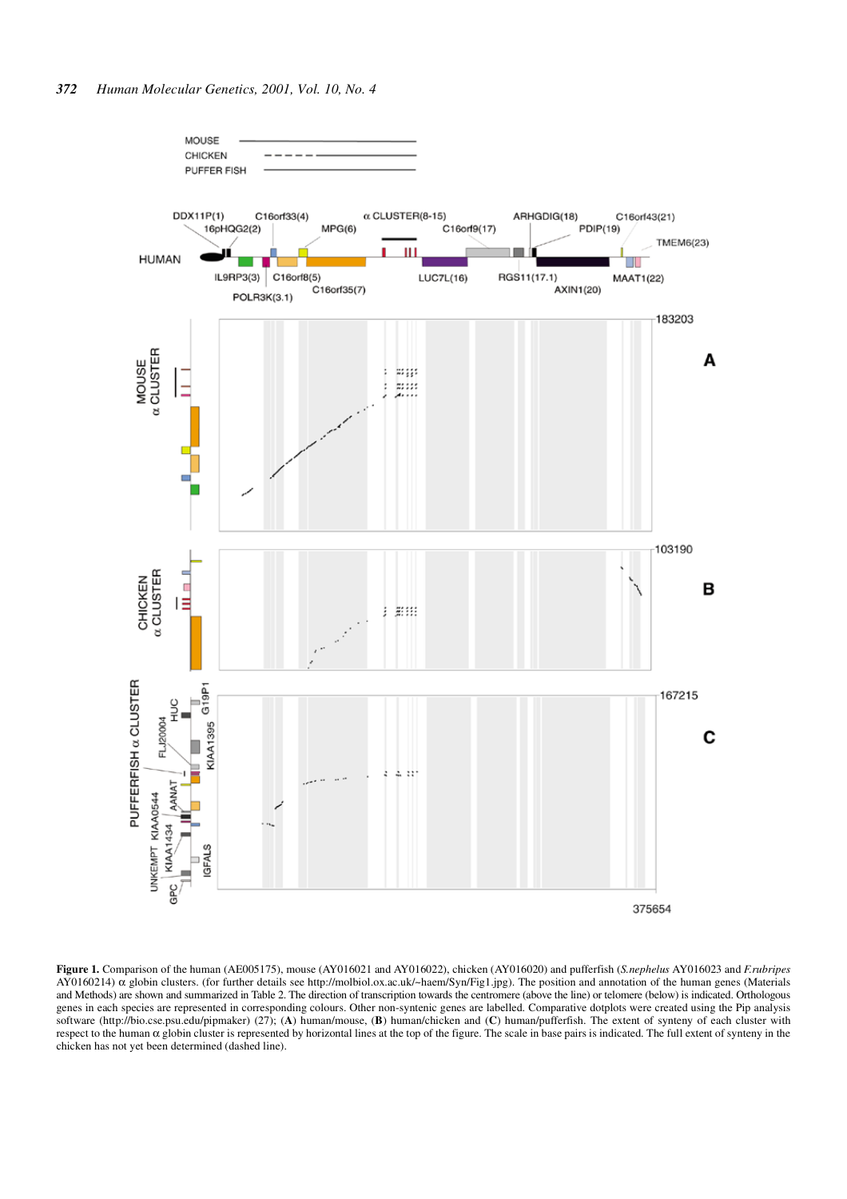MOUSE

CHICKEN

PUFFER FISH

DDX11P(1)

16pHQG2(2)

C16orf33(4)

MPG(6)

α CLUSTER(8-15)

C16orf9(17)

ARHGDIG(18)

PDIP(19)

C16orf43(21)

TMEM6(23)

HUMAN

IL9RP3(3)

C16orf8(5)

C16orf35(7)

POLR3K(3.1)

LUC7L(16)

RGS11(17.1)

AXIN1(20)

MAAT1(22)

MOUSE α CLUSTER

183203

A

CHICKEN α CLUSTER

103190

B

PUFFERFISH α CLUSTER

167215

C

HUC

G19P1

FLJ20004

KIAA1395

AANAT

KIAA0544

KIAA1434

UNKEMPT

IGFALS

GPC

375654

**Figure 1.** Comparison of the human (AE005175), mouse (AY016021 and AY016022), chicken (AY016020) and pufferfish (*S.nephelus* AY016023 and *F.rubripes* AY0160214) α globin clusters. (for further details see http://molbiol.ox.ac.uk/~haem/Syn/Fig1.jpg). The position and annotation of the human genes (Materials and Methods) are shown and summarized in Table 2. The direction of transcription towards the centromere (above the line) or telomere (below) is indicated. Orthologous genes in each species are represented in corresponding colours. Other non-syntenic genes are labelled. Comparative dotplots were created using the Pip analysis software (http://bio.cse.psu.edu/pipmaker) (27); (**A**) human/mouse, (**B**) human/chicken and (**C**) human/pufferfish. The extent of synteny of each cluster with respect to the human α globin cluster is represented by horizontal lines at the top of the figure. The scale in base pairs is indicated. The full extent of synteny in the chicken has not yet been determined (dashed line).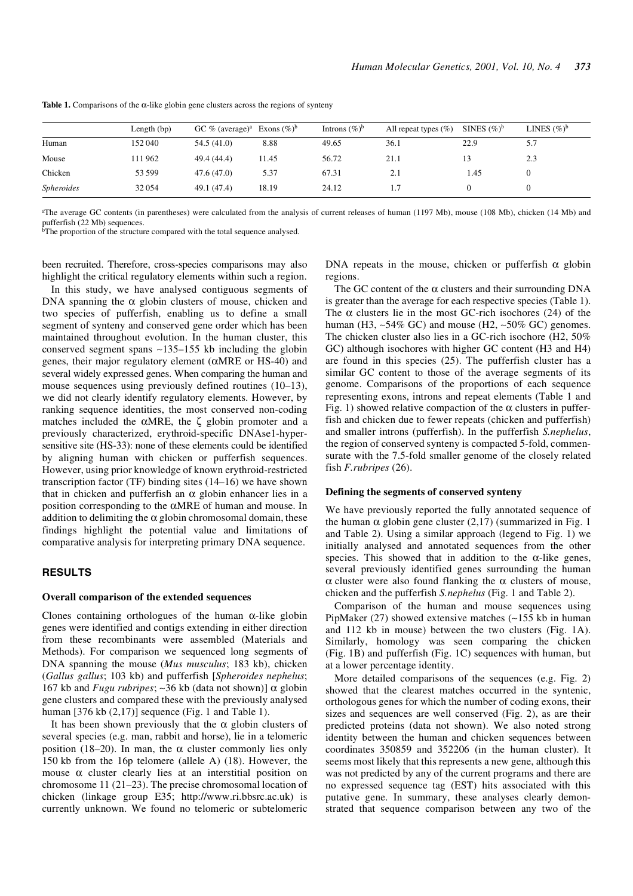**Table 1.** Comparisons of the α-like globin gene clusters across the regions of synteny

| | Length (bp) | GC % (average)[a] | Exons (%)[b] | Introns (%)[b] | All repeat types (%) | SINES (%)[b] | LINES (%)[b] |
|---|---|---|---|---|---|---|---|
| Human | 152 040 | 54.5 (41.0) | 8.88 | 49.65 | 36.1 | 22.9 | 5.7 |
| Mouse | 111 962 | 49.4 (44.4) | 11.45 | 56.72 | 21.1 | 13 | 2.3 |
| Chicken | 53 599 | 47.6 (47.0) | 5.37 | 67.31 | 2.1 | 1.45 | 0 |
| *Spheroides* | 32 054 | 49.1 (47.4) | 18.19 | 24.12 | 1.7 | 0 | 0 |

[a]The average GC contents (in parentheses) were calculated from the analysis of current releases of human (1197 Mb), mouse (108 Mb), chicken (14 Mb) and pufferfish (22 Mb) sequences.
[b]The proportion of the structure compared with the total sequence analysed.

been recruited. Therefore, cross-species comparisons may also highlight the critical regulatory elements within such a region.

In this study, we have analysed contiguous segments of DNA spanning the α globin clusters of mouse, chicken and two species of pufferfish, enabling us to define a small segment of synteny and conserved gene order which has been maintained throughout evolution. In the human cluster, this conserved segment spans ~135–155 kb including the globin genes, their major regulatory element (αMRE or HS-40) and several widely expressed genes. When comparing the human and mouse sequences using previously defined routines (10–13), we did not clearly identify regulatory elements. However, by ranking sequence identities, the most conserved non-coding matches included the αMRE, the ζ globin promoter and a previously characterized, erythroid-specific DNAse1-hypersensitive site (HS-33): none of these elements could be identified by aligning human with chicken or pufferfish sequences. However, using prior knowledge of known erythroid-restricted transcription factor (TF) binding sites (14–16) we have shown that in chicken and pufferfish an α globin enhancer lies in a position corresponding to the αMRE of human and mouse. In addition to delimiting the α globin chromosomal domain, these findings highlight the potential value and limitations of comparative analysis for interpreting primary DNA sequence.

## RESULTS

### Overall comparison of the extended sequences

Clones containing orthologues of the human α-like globin genes were identified and contigs extending in either direction from these recombinants were assembled (Materials and Methods). For comparison we sequenced long segments of DNA spanning the mouse (*Mus musculus*; 183 kb), chicken (*Gallus gallus*; 103 kb) and pufferfish [*Spheroides nephelus*; 167 kb and *Fugu rubripes*; ~36 kb (data not shown)] α globin gene clusters and compared these with the previously analysed human [376 kb (2,17)] sequence (Fig. 1 and Table 1).

It has been shown previously that the α globin clusters of several species (e.g. man, rabbit and horse), lie in a telomeric position (18–20). In man, the α cluster commonly lies only 150 kb from the 16p telomere (allele A) (18). However, the mouse α cluster clearly lies at an interstitial position on chromosome 11 (21–23). The precise chromosomal location of chicken (linkage group E35; http://www.ri.bbsrc.ac.uk) is currently unknown. We found no telomeric or subtelomeric DNA repeats in the mouse, chicken or pufferfish α globin regions.

The GC content of the α clusters and their surrounding DNA is greater than the average for each respective species (Table 1). The α clusters lie in the most GC-rich isochores (24) of the human (H3, ~54% GC) and mouse (H2, ~50% GC) genomes. The chicken cluster also lies in a GC-rich isochore (H2, 50% GC) although isochores with higher GC content (H3 and H4) are found in this species (25). The pufferfish cluster has a similar GC content to those of the average segments of its genome. Comparisons of the proportions of each sequence representing exons, introns and repeat elements (Table 1 and Fig. 1) showed relative compaction of the α clusters in pufferfish and chicken due to fewer repeats (chicken and pufferfish) and smaller introns (pufferfish). In the pufferfish *S.nephelus*, the region of conserved synteny is compacted 5-fold, commensurate with the 7.5-fold smaller genome of the closely related fish *F.rubripes* (26).

### Defining the segments of conserved synteny

We have previously reported the fully annotated sequence of the human α globin gene cluster (2,17) (summarized in Fig. 1 and Table 2). Using a similar approach (legend to Fig. 1) we initially analysed and annotated sequences from the other species. This showed that in addition to the α-like genes, several previously identified genes surrounding the human α cluster were also found flanking the α clusters of mouse, chicken and the pufferfish *S.nephelus* (Fig. 1 and Table 2).

Comparison of the human and mouse sequences using PipMaker (27) showed extensive matches (~155 kb in human and 112 kb in mouse) between the two clusters (Fig. 1A). Similarly, homology was seen comparing the chicken (Fig. 1B) and pufferfish (Fig. 1C) sequences with human, but at a lower percentage identity.

More detailed comparisons of the sequences (e.g. Fig. 2) showed that the clearest matches occurred in the syntenic, orthologous genes for which the number of coding exons, their sizes and sequences are well conserved (Fig. 2), as are their predicted proteins (data not shown). We also noted strong identity between the human and chicken sequences between coordinates 350859 and 352206 (in the human cluster). It seems most likely that this represents a new gene, although this was not predicted by any of the current programs and there are no expressed sequence tag (EST) hits associated with this putative gene. In summary, these analyses clearly demonstrated that sequence comparison between any two of the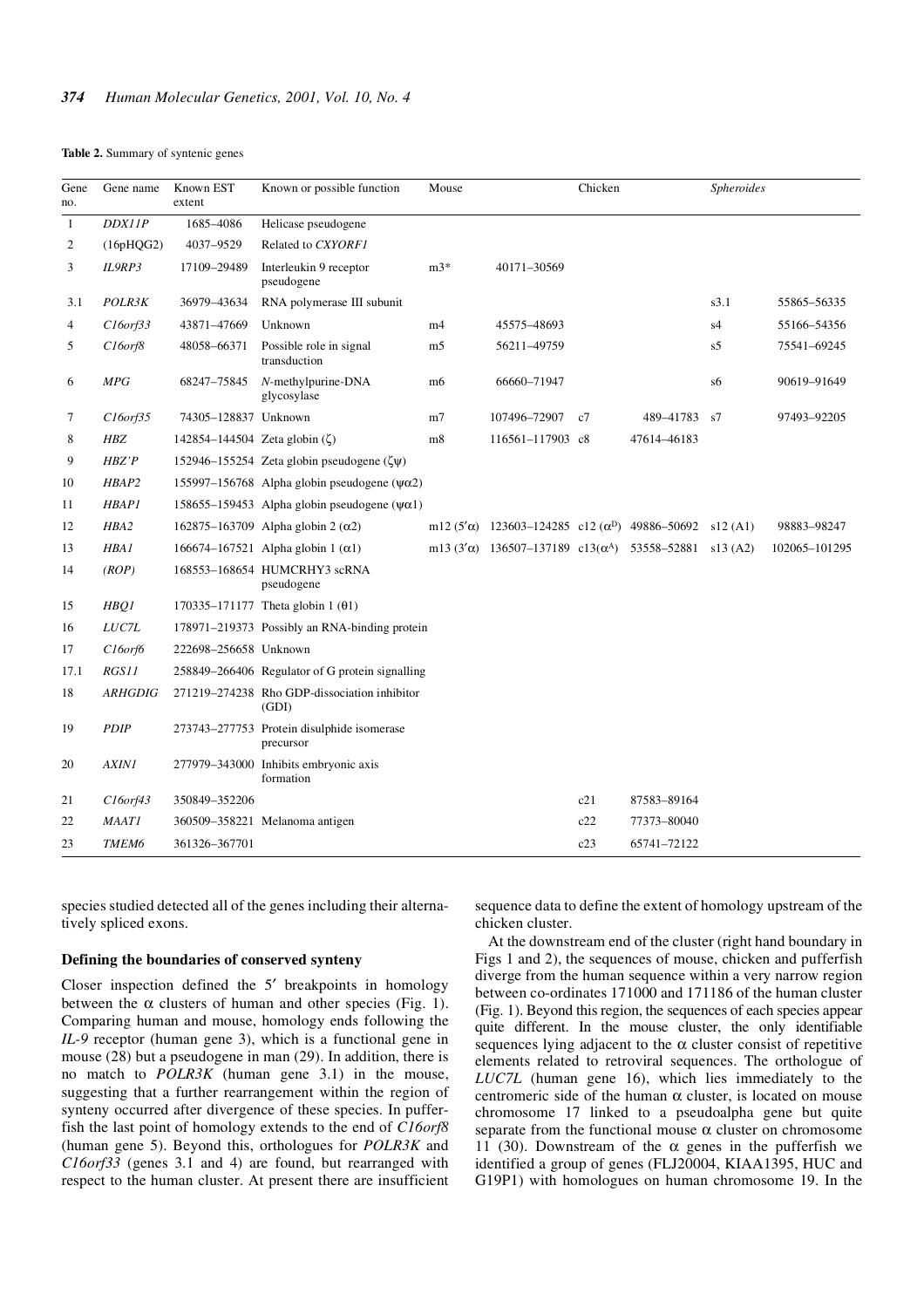**Table 2.** Summary of syntenic genes

| Gene no. | Gene name | Known EST extent | Known or possible function | Mouse | | Chicken | | *Spheroides* | |
|---|---|---|---|---|---|---|---|---|---|
| 1 | *DDX11P* | 1685–4086 | Helicase pseudogene | | | | | | |
| 2 | (16pHQG2) | 4037–9529 | Related to *CXYORF1* | | | | | | |
| 3 | *IL9RP3* | 17109–29489 | Interleukin 9 receptor pseudogene | m3* | 40171–30569 | | | | |
| 3.1 | *POLR3K* | 36979–43634 | RNA polymerase III subunit | | | | | s3.1 | 55865–56335 |
| 4 | *C16orf33* | 43871–47669 | Unknown | m4 | 45575–48693 | | | s4 | 55166–54356 |
| 5 | *C16orf8* | 48058–66371 | Possible role in signal transduction | m5 | 56211–49759 | | | s5 | 75541–69245 |
| 6 | *MPG* | 68247–75845 | *N*-methylpurine-DNA glycosylase | m6 | 66660–71947 | | | s6 | 90619–91649 |
| 7 | *C16orf35* | 74305–128837 | Unknown | m7 | 107496–72907 | c7 | 489–41783 | s7 | 97493–92205 |
| 8 | *HBZ* | 142854–144504 | Zeta globin (ζ) | m8 | 116561–117903 | c8 | 47614–46183 | | |
| 9 | *HBZ'P* | 152946–155254 | Zeta globin pseudogene (ζψ) | | | | | | |
| 10 | *HBAP2* | 155997–156768 | Alpha globin pseudogene (ψα2) | | | | | | |
| 11 | *HBAP1* | 158655–159453 | Alpha globin pseudogene (ψα1) | | | | | | |
| 12 | *HBA2* | 162875–163709 | Alpha globin 2 (α2) | m12 (5′α) | 123603–124285 | c12 ($\alpha^D$) | 49886–50692 | s12 (A1) | 98883–98247 |
| 13 | *HBA1* | 166674–167521 | Alpha globin 1 (α1) | m13 (3′α) | 136507–137189 | c13($\alpha^A$) | 53558–52881 | s13 (A2) | 102065–101295 |
| 14 | *(ROP)* | 168553–168654 | HUMCRHY3 scRNA pseudogene | | | | | | |
| 15 | *HBQ1* | 170335–171177 | Theta globin 1 (θ1) | | | | | | |
| 16 | *LUC7L* | 178971–219373 | Possibly an RNA-binding protein | | | | | | |
| 17 | *C16orf6* | 222698–256658 | Unknown | | | | | | |
| 17.1 | *RGS11* | 258849–266406 | Regulator of G protein signalling | | | | | | |
| 18 | *ARHGDIG* | 271219–274238 | Rho GDP-dissociation inhibitor (GDI) | | | | | | |
| 19 | *PDIP* | 273743–277753 | Protein disulphide isomerase precursor | | | | | | |
| 20 | *AXIN1* | 277979–343000 | Inhibits embryonic axis formation | | | | | | |
| 21 | *C16orf43* | 350849–352206 | | | | c21 | 87583–89164 | | |
| 22 | *MAAT1* | 360509–358221 | Melanoma antigen | | | c22 | 77373–80040 | | |
| 23 | *TMEM6* | 361326–367701 | | | | c23 | 65741–72122 | | |

species studied detected all of the genes including their alternatively spliced exons.

### Defining the boundaries of conserved synteny

Closer inspection defined the 5′ breakpoints in homology between the α clusters of human and other species (Fig. 1). Comparing human and mouse, homology ends following the *IL-9* receptor (human gene 3), which is a functional gene in mouse (28) but a pseudogene in man (29). In addition, there is no match to *POLR3K* (human gene 3.1) in the mouse, suggesting that a further rearrangement within the region of synteny occurred after divergence of these species. In pufferfish the last point of homology extends to the end of *C16orf8* (human gene 5). Beyond this, orthologues for *POLR3K* and *C16orf33* (genes 3.1 and 4) are found, but rearranged with respect to the human cluster. At present there are insufficient sequence data to define the extent of homology upstream of the chicken cluster.

At the downstream end of the cluster (right hand boundary in Figs 1 and 2), the sequences of mouse, chicken and pufferfish diverge from the human sequence within a very narrow region between co-ordinates 171000 and 171186 of the human cluster (Fig. 1). Beyond this region, the sequences of each species appear quite different. In the mouse cluster, the only identifiable sequences lying adjacent to the α cluster consist of repetitive elements related to retroviral sequences. The orthologue of *LUC7L* (human gene 16), which lies immediately to the centromeric side of the human α cluster, is located on mouse chromosome 17 linked to a pseudoalpha gene but quite separate from the functional mouse α cluster on chromosome 11 (30). Downstream of the α genes in the pufferfish we identified a group of genes (FLJ20004, KIAA1395, HUC and G19P1) with homologues on human chromosome 19. In the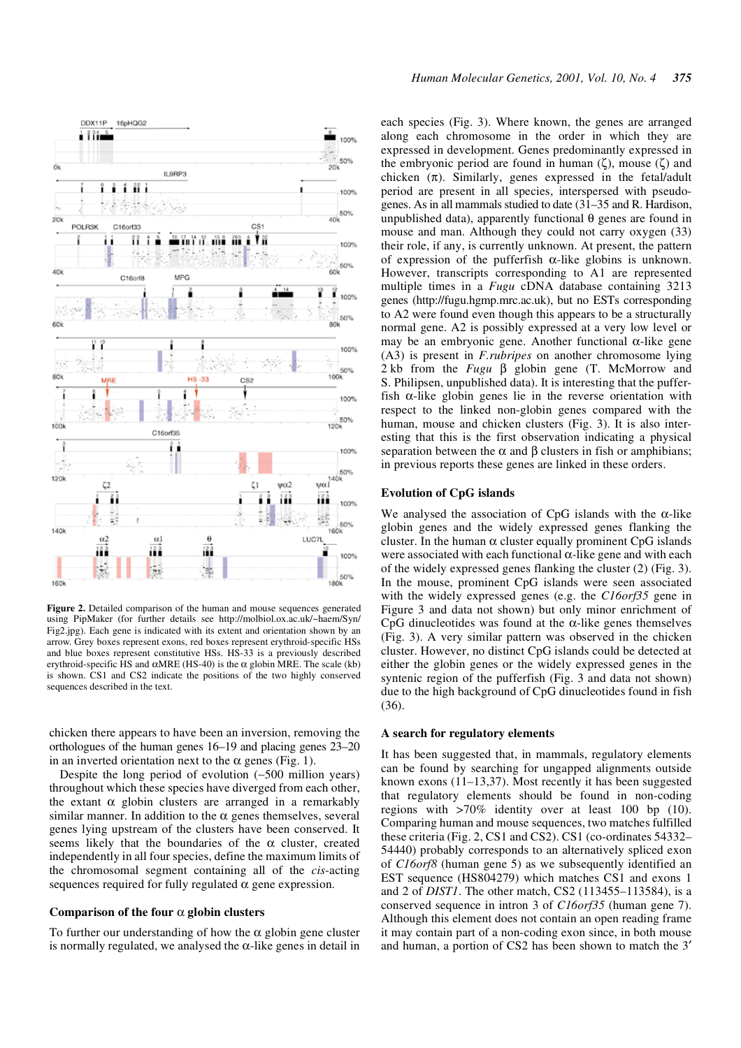DDX11P 16pHQG2

1 2 3 4 5

6

100%

50%

0k

20k

IL9RP3

7 6 5 4 3 2 1 1

100%

50%

20k

40k

POLR3K C16orf33 CS1

2 1 1 2 3 4 1 18 17 14 12 10 8 2&3 4 1 22

100%

50%

40k

60k

C16orf8 MPG

3 1 14 13 12

100%

50%

60k

80k

11 10 9 8

100%

50%

80k

100k

MRE HS -33 CS2

7 6 5 4

100%

50%

100k

120k

C16orf35

3 2 1

100%

50%

120k

140k

ζ2 ζ1 ψα2 ψα1

1 2 3 1 2 3 1 2 3 1 2 3

100%

50%

140k

160k

α2 α1 θ LUC7L

1 2 3 1 2 3 1 2 3 1

100%

50%

160k

180k

**Figure 2.** Detailed comparison of the human and mouse sequences generated using PipMaker (for further details see http://molbiol.ox.ac.uk/~haem/Syn/Fig2.jpg). Each gene is indicated with its extent and orientation shown by an arrow. Grey boxes represent exons, red boxes represent erythroid-specific HSs and blue boxes represent constitutive HSs. HS-33 is a previously described erythroid-specific HS and αMRE (HS-40) is the α globin MRE. The scale (kb) is shown. CS1 and CS2 indicate the positions of the two highly conserved sequences described in the text.

chicken there appears to have been an inversion, removing the orthologues of the human genes 16–19 and placing genes 23–20 in an inverted orientation next to the α genes (Fig. 1).

Despite the long period of evolution (~500 million years) throughout which these species have diverged from each other, the extant α globin clusters are arranged in a remarkably similar manner. In addition to the α genes themselves, several genes lying upstream of the clusters have been conserved. It seems likely that the boundaries of the α cluster, created independently in all four species, define the maximum limits of the chromosomal segment containing all of the *cis*-acting sequences required for fully regulated α gene expression.

## Comparison of the four α globin clusters

To further our understanding of how the α globin gene cluster is normally regulated, we analysed the α-like genes in detail in each species (Fig. 3). Where known, the genes are arranged along each chromosome in the order in which they are expressed in development. Genes predominantly expressed in the embryonic period are found in human (ζ), mouse (ζ) and chicken (π). Similarly, genes expressed in the fetal/adult period are present in all species, interspersed with pseudogenes. As in all mammals studied to date (31–35 and R. Hardison, unpublished data), apparently functional θ genes are found in mouse and man. Although they could not carry oxygen (33) their role, if any, is currently unknown. At present, the pattern of expression of the pufferfish α-like globins is unknown. However, transcripts corresponding to A1 are represented multiple times in a *Fugu* cDNA database containing 3213 genes (http://fugu.hgmp.mrc.ac.uk), but no ESTs corresponding to A2 were found even though this appears to be a structurally normal gene. A2 is possibly expressed at a very low level or may be an embryonic gene. Another functional α-like gene (A3) is present in *F.rubripes* on another chromosome lying 2 kb from the *Fugu* β globin gene (T. McMorrow and S. Philipsen, unpublished data). It is interesting that the pufferfish α-like globin genes lie in the reverse orientation with respect to the linked non-globin genes compared with the human, mouse and chicken clusters (Fig. 3). It is also interesting that this is the first observation indicating a physical separation between the α and β clusters in fish or amphibians; in previous reports these genes are linked in these orders.

## Evolution of CpG islands

We analysed the association of CpG islands with the α-like globin genes and the widely expressed genes flanking the cluster. In the human α cluster equally prominent CpG islands were associated with each functional α-like gene and with each of the widely expressed genes flanking the cluster (2) (Fig. 3). In the mouse, prominent CpG islands were seen associated with the widely expressed genes (e.g. the *C16orf35* gene in Figure 3 and data not shown) but only minor enrichment of CpG dinucleotides was found at the α-like genes themselves (Fig. 3). A very similar pattern was observed in the chicken cluster. However, no distinct CpG islands could be detected at either the globin genes or the widely expressed genes in the syntenic region of the pufferfish (Fig. 3 and data not shown) due to the high background of CpG dinucleotides found in fish (36).

## A search for regulatory elements

It has been suggested that, in mammals, regulatory elements can be found by searching for ungapped alignments outside known exons (11–13,37). Most recently it has been suggested that regulatory elements should be found in non-coding regions with >70% identity over at least 100 bp (10). Comparing human and mouse sequences, two matches fulfilled these criteria (Fig. 2, CS1 and CS2). CS1 (co-ordinates 54332–54440) probably corresponds to an alternatively spliced exon of *C16orf8* (human gene 5) as we subsequently identified an EST sequence (HS804279) which matches CS1 and exons 1 and 2 of *DIST1*. The other match, CS2 (113455–113584), is a conserved sequence in intron 3 of *C16orf35* (human gene 7). Although this element does not contain an open reading frame it may contain part of a non-coding exon since, in both mouse and human, a portion of CS2 has been shown to match the 3′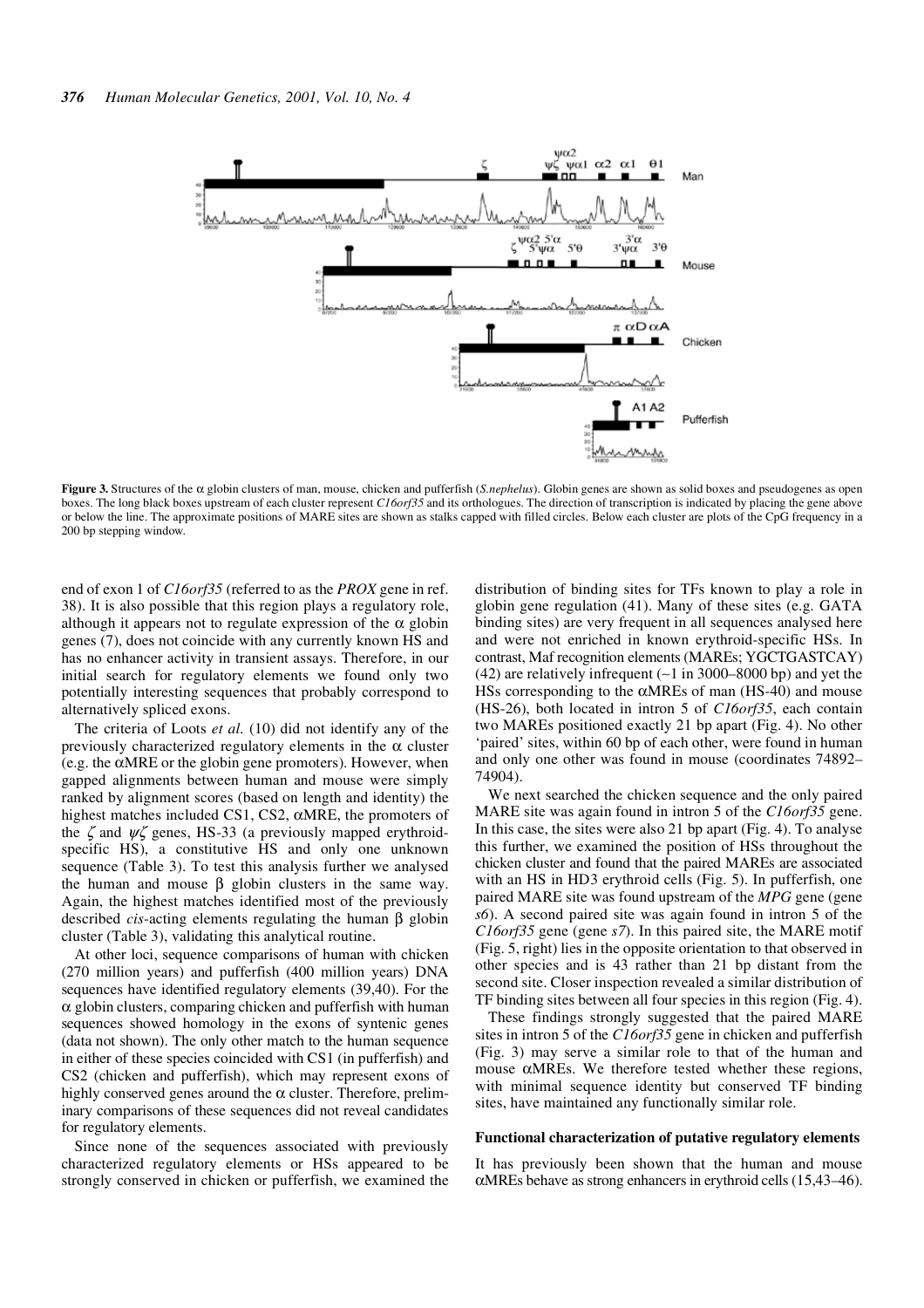ψα2

ζ ψζ ψα1 α2 α1 θ1

Man

ψα2 5'α

ζ 5'ψα 5'θ 3'ψα 3'α 3'θ

Mouse

π αD αA

Chicken

A1 A2

Pufferfish

**Figure 3.** Structures of the α globin clusters of man, mouse, chicken and pufferfish (*S.nephelus*). Globin genes are shown as solid boxes and pseudogenes as open boxes. The long black boxes upstream of each cluster represent *C16orf35* and its orthologues. The direction of transcription is indicated by placing the gene above or below the line. The approximate positions of MARE sites are shown as stalks capped with filled circles. Below each cluster are plots of the CpG frequency in a 200 bp stepping window.

end of exon 1 of *C16orf35* (referred to as the *PROX* gene in ref. 38). It is also possible that this region plays a regulatory role, although it appears not to regulate expression of the α globin genes (7), does not coincide with any currently known HS and has no enhancer activity in transient assays. Therefore, in our initial search for regulatory elements we found only two potentially interesting sequences that probably correspond to alternatively spliced exons.

The criteria of Loots *et al.* (10) did not identify any of the previously characterized regulatory elements in the α cluster (e.g. the αMRE or the globin gene promoters). However, when gapped alignments between human and mouse were simply ranked by alignment scores (based on length and identity) the highest matches included CS1, CS2, αMRE, the promoters of the ζ and ψζ genes, HS-33 (a previously mapped erythroid-specific HS), a constitutive HS and only one unknown sequence (Table 3). To test this analysis further we analysed the human and mouse β globin clusters in the same way. Again, the highest matches identified most of the previously described *cis*-acting elements regulating the human β globin cluster (Table 3), validating this analytical routine.

At other loci, sequence comparisons of human with chicken (270 million years) and pufferfish (400 million years) DNA sequences have identified regulatory elements (39,40). For the α globin clusters, comparing chicken and pufferfish with human sequences showed homology in the exons of syntenic genes (data not shown). The only other match to the human sequence in either of these species coincided with CS1 (in pufferfish) and CS2 (chicken and pufferfish), which may represent exons of highly conserved genes around the α cluster. Therefore, preliminary comparisons of these sequences did not reveal candidates for regulatory elements.

Since none of the sequences associated with previously characterized regulatory elements or HSs appeared to be strongly conserved in chicken or pufferfish, we examined the distribution of binding sites for TFs known to play a role in globin gene regulation (41). Many of these sites (e.g. GATA binding sites) are very frequent in all sequences analysed here and were not enriched in known erythroid-specific HSs. In contrast, Maf recognition elements (MAREs; YGCTGASTCAY) (42) are relatively infrequent (~1 in 3000–8000 bp) and yet the HSs corresponding to the αMREs of man (HS-40) and mouse (HS-26), both located in intron 5 of *C16orf35*, each contain two MAREs positioned exactly 21 bp apart (Fig. 4). No other 'paired' sites, within 60 bp of each other, were found in human and only one other was found in mouse (coordinates 74892–74904).

We next searched the chicken sequence and the only paired MARE site was again found in intron 5 of the *C16orf35* gene. In this case, the sites were also 21 bp apart (Fig. 4). To analyse this further, we examined the position of HSs throughout the chicken cluster and found that the paired MAREs are associated with an HS in HD3 erythroid cells (Fig. 5). In pufferfish, one paired MARE site was found upstream of the *MPG* gene (gene *s6*). A second paired site was again found in intron 5 of the *C16orf35* gene (gene *s7*). In this paired site, the MARE motif (Fig. 5, right) lies in the opposite orientation to that observed in other species and is 43 rather than 21 bp distant from the second site. Closer inspection revealed a similar distribution of TF binding sites between all four species in this region (Fig. 4).

These findings strongly suggested that the paired MARE sites in intron 5 of the *C16orf35* gene in chicken and pufferfish (Fig. 3) may serve a similar role to that of the human and mouse αMREs. We therefore tested whether these regions, with minimal sequence identity but conserved TF binding sites, have maintained any functionally similar role.

### Functional characterization of putative regulatory elements

It has previously been shown that the human and mouse αMREs behave as strong enhancers in erythroid cells (15,43–46).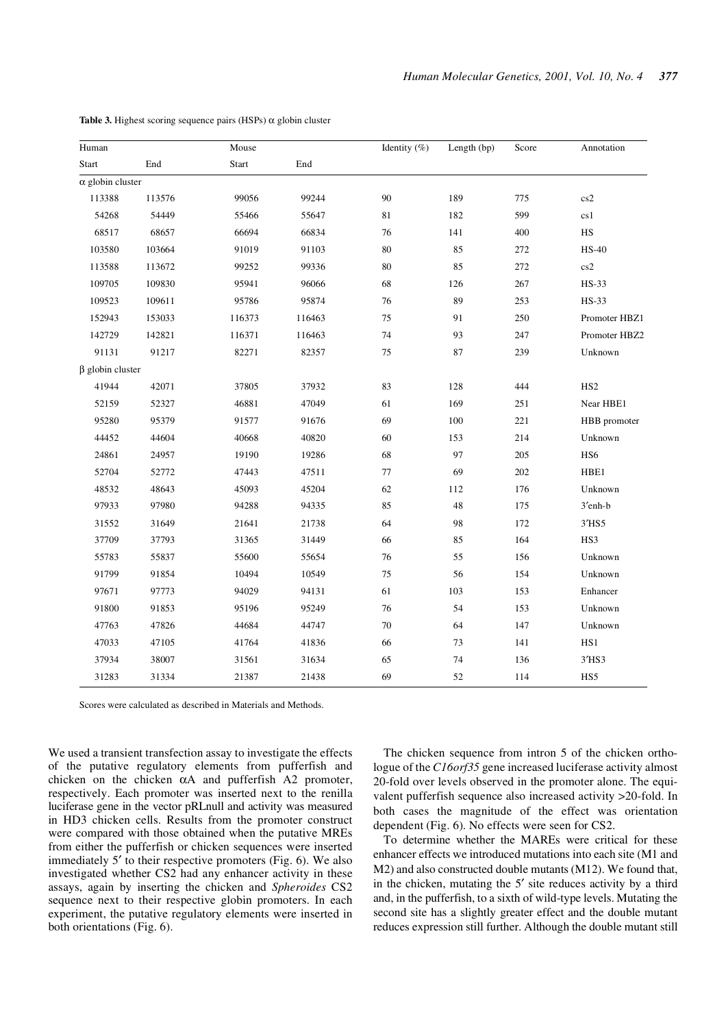**Table 3.** Highest scoring sequence pairs (HSPs) α globin cluster

| Human | | Mouse | | Identity (%) | Length (bp) | Score | Annotation |
|---|---|---|---|---|---|---|---|
| Start | End | Start | End | | | | |
| α globin cluster | | | | | | | |
| 113388 | 113576 | 99056 | 99244 | 90 | 189 | 775 | cs2 |
| 54268 | 54449 | 55466 | 55647 | 81 | 182 | 599 | cs1 |
| 68517 | 68657 | 66694 | 66834 | 76 | 141 | 400 | HS |
| 103580 | 103664 | 91019 | 91103 | 80 | 85 | 272 | HS-40 |
| 113588 | 113672 | 99252 | 99336 | 80 | 85 | 272 | cs2 |
| 109705 | 109830 | 95941 | 96066 | 68 | 126 | 267 | HS-33 |
| 109523 | 109611 | 95786 | 95874 | 76 | 89 | 253 | HS-33 |
| 152943 | 153033 | 116373 | 116463 | 75 | 91 | 250 | Promoter HBZ1 |
| 142729 | 142821 | 116371 | 116463 | 74 | 93 | 247 | Promoter HBZ2 |
| 91131 | 91217 | 82271 | 82357 | 75 | 87 | 239 | Unknown |
| β globin cluster | | | | | | | |
| 41944 | 42071 | 37805 | 37932 | 83 | 128 | 444 | HS2 |
| 52159 | 52327 | 46881 | 47049 | 61 | 169 | 251 | Near HBE1 |
| 95280 | 95379 | 91577 | 91676 | 69 | 100 | 221 | HBB promoter |
| 44452 | 44604 | 40668 | 40820 | 60 | 153 | 214 | Unknown |
| 24861 | 24957 | 19190 | 19286 | 68 | 97 | 205 | HS6 |
| 52704 | 52772 | 47443 | 47511 | 77 | 69 | 202 | HBE1 |
| 48532 | 48643 | 45093 | 45204 | 62 | 112 | 176 | Unknown |
| 97933 | 97980 | 94288 | 94335 | 85 | 48 | 175 | 3′enh-b |
| 31552 | 31649 | 21641 | 21738 | 64 | 98 | 172 | 3′HS5 |
| 37709 | 37793 | 31365 | 31449 | 66 | 85 | 164 | HS3 |
| 55783 | 55837 | 55600 | 55654 | 76 | 55 | 156 | Unknown |
| 91799 | 91854 | 10494 | 10549 | 75 | 56 | 154 | Unknown |
| 97671 | 97773 | 94029 | 94131 | 61 | 103 | 153 | Enhancer |
| 91800 | 91853 | 95196 | 95249 | 76 | 54 | 153 | Unknown |
| 47763 | 47826 | 44684 | 44747 | 70 | 64 | 147 | Unknown |
| 47033 | 47105 | 41764 | 41836 | 66 | 73 | 141 | HS1 |
| 37934 | 38007 | 31561 | 31634 | 65 | 74 | 136 | 3′HS3 |
| 31283 | 31334 | 21387 | 21438 | 69 | 52 | 114 | HS5 |

Scores were calculated as described in Materials and Methods.

We used a transient transfection assay to investigate the effects of the putative regulatory elements from pufferfish and chicken on the chicken αA and pufferfish A2 promoter, respectively. Each promoter was inserted next to the renilla luciferase gene in the vector pRLnull and activity was measured in HD3 chicken cells. Results from the promoter construct were compared with those obtained when the putative MREs from either the pufferfish or chicken sequences were inserted immediately 5′ to their respective promoters (Fig. 6). We also investigated whether CS2 had any enhancer activity in these assays, again by inserting the chicken and *Spheroides* CS2 sequence next to their respective globin promoters. In each experiment, the putative regulatory elements were inserted in both orientations (Fig. 6).

The chicken sequence from intron 5 of the chicken orthologue of the *C16orf35* gene increased luciferase activity almost 20-fold over levels observed in the promoter alone. The equivalent pufferfish sequence also increased activity >20-fold. In both cases the magnitude of the effect was orientation dependent (Fig. 6). No effects were seen for CS2.

To determine whether the MAREs were critical for these enhancer effects we introduced mutations into each site (M1 and M2) and also constructed double mutants (M12). We found that, in the chicken, mutating the 5′ site reduces activity by a third and, in the pufferfish, to a sixth of wild-type levels. Mutating the second site has a slightly greater effect and the double mutant reduces expression still further. Although the double mutant still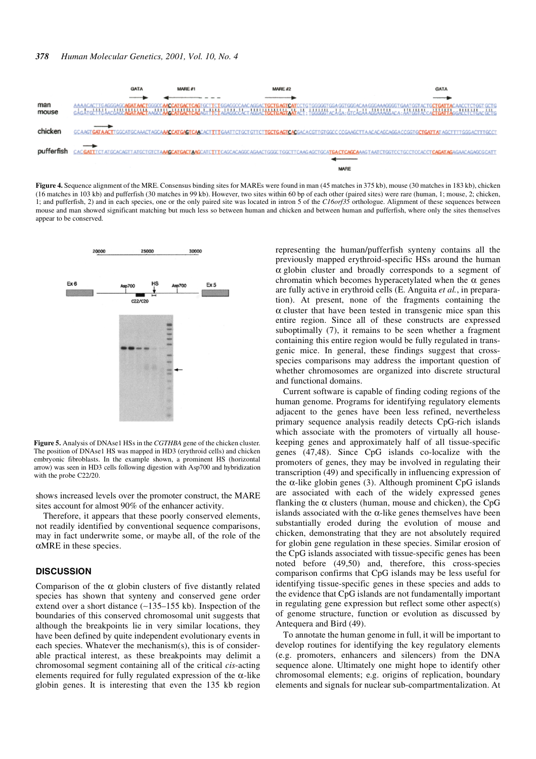GATA

MARE #1

MARE #2

GATA

man

mouse

chicken

pufferfish

MARE

**Figure 4.** Sequence alignment of the MRE. Consensus binding sites for MAREs were found in man (45 matches in 375 kb), mouse (30 matches in 183 kb), chicken (16 matches in 103 kb) and pufferfish (30 matches in 99 kb). However, two sites within 60 bp of each other (paired sites) were rare (human, 1; mouse, 2; chicken, 1; and pufferfish, 2) and in each species, one or the only paired site was located in intron 5 of the *C16orf35* orthologue. Alignment of these sequences between mouse and man showed significant matching but much less so between human and chicken and between human and pufferfish, where only the sites themselves appear to be conserved.

20000

25000

30000

Ex 6

Asp700

HS

Asp700

Ex 5

C22/C20

**Figure 5.** Analysis of DNAse1 HSs in the *CGTHBA* gene of the chicken cluster. The position of DNAse1 HS was mapped in HD3 (erythroid cells) and chicken embryonic fibroblasts. In the example shown, a prominent HS (horizontal arrow) was seen in HD3 cells following digestion with Asp700 and hybridization with the probe C22/20.

shows increased levels over the promoter construct, the MARE sites account for almost 90% of the enhancer activity.

Therefore, it appears that these poorly conserved elements, not readily identified by conventional sequence comparisons, may in fact underwrite some, or maybe all, of the role of the αMRE in these species.

## DISCUSSION

Comparison of the α globin clusters of five distantly related species has shown that synteny and conserved gene order extend over a short distance (~135–155 kb). Inspection of the boundaries of this conserved chromosomal unit suggests that although the breakpoints lie in very similar locations, they have been defined by quite independent evolutionary events in each species. Whatever the mechanism(s), this is of considerable practical interest, as these breakpoints may delimit a chromosomal segment containing all of the critical *cis*-acting elements required for fully regulated expression of the α-like globin genes. It is interesting that even the 135 kb region representing the human/pufferfish synteny contains all the previously mapped erythroid-specific HSs around the human α globin cluster and broadly corresponds to a segment of chromatin which becomes hyperacetylated when the α genes are fully active in erythroid cells (E. Anguita *et al.*, in preparation). At present, none of the fragments containing the α cluster that have been tested in transgenic mice span this entire region. Since all of these constructs are expressed suboptimally (7), it remains to be seen whether a fragment containing this entire region would be fully regulated in transgenic mice. In general, these findings suggest that cross-species comparisons may address the important question of whether chromosomes are organized into discrete structural and functional domains.

Current software is capable of finding coding regions of the human genome. Programs for identifying regulatory elements adjacent to the genes have been less refined, nevertheless primary sequence analysis readily detects CpG-rich islands which associate with the promoters of virtually all housekeeping genes and approximately half of all tissue-specific genes (47,48). Since CpG islands co-localize with the promoters of genes, they may be involved in regulating their transcription (49) and specifically in influencing expression of the α-like globin genes (3). Although prominent CpG islands are associated with each of the widely expressed genes flanking the α clusters (human, mouse and chicken), the CpG islands associated with the α-like genes themselves have been substantially eroded during the evolution of mouse and chicken, demonstrating that they are not absolutely required for globin gene regulation in these species. Similar erosion of the CpG islands associated with tissue-specific genes has been noted before (49,50) and, therefore, this cross-species comparison confirms that CpG islands may be less useful for identifying tissue-specific genes in these species and adds to the evidence that CpG islands are not fundamentally important in regulating gene expression but reflect some other aspect(s) of genome structure, function or evolution as discussed by Antequera and Bird (49).

To annotate the human genome in full, it will be important to develop routines for identifying the key regulatory elements (e.g. promoters, enhancers and silencers) from the DNA sequence alone. Ultimately one might hope to identify other chromosomal elements; e.g. origins of replication, boundary elements and signals for nuclear sub-compartmentalization. At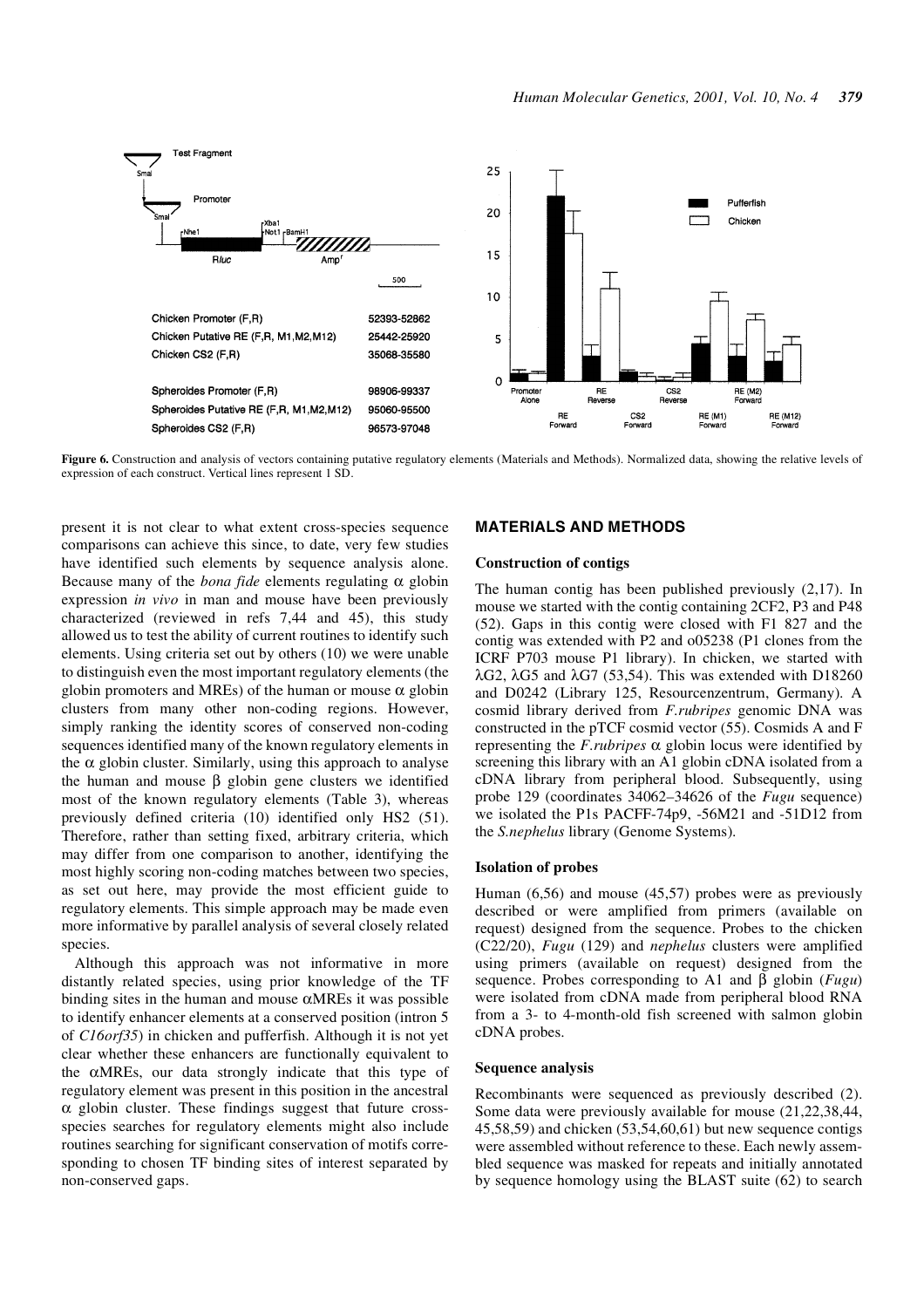Test Fragment

SmaI

Promoter

SmaI

NheI

XbaI

NotI

BamHI

Rluc

Amp[r]

500

Chicken Promoter (F,R) 52393-52862

Chicken Putative RE (F,R, M1,M2,M12) 25442-25920

Chicken CS2 (F,R) 35068-35580

Spheroides Promoter (F,R) 98906-99337

Spheroides Putative RE (F,R, M1,M2,M12) 95060-95500

Spheroides CS2 (F,R) 96573-97048

25

20

15

10

5

0

Pufferfish

Chicken

Promoter Alone

RE Forward

RE Reverse

CS2 Forward

CS2 Reverse

RE (M1) Forward

RE (M2) Forward

RE (M12) Forward

**Figure 6.** Construction and analysis of vectors containing putative regulatory elements (Materials and Methods). Normalized data, showing the relative levels of expression of each construct. Vertical lines represent 1 SD.

present it is not clear to what extent cross-species sequence comparisons can achieve this since, to date, very few studies have identified such elements by sequence analysis alone. Because many of the *bona fide* elements regulating α globin expression *in vivo* in man and mouse have been previously characterized (reviewed in refs 7,44 and 45), this study allowed us to test the ability of current routines to identify such elements. Using criteria set out by others (10) we were unable to distinguish even the most important regulatory elements (the globin promoters and MREs) of the human or mouse α globin clusters from many other non-coding regions. However, simply ranking the identity scores of conserved non-coding sequences identified many of the known regulatory elements in the α globin cluster. Similarly, using this approach to analyse the human and mouse β globin gene clusters we identified most of the known regulatory elements (Table 3), whereas previously defined criteria (10) identified only HS2 (51). Therefore, rather than setting fixed, arbitrary criteria, which may differ from one comparison to another, identifying the most highly scoring non-coding matches between two species, as set out here, may provide the most efficient guide to regulatory elements. This simple approach may be made even more informative by parallel analysis of several closely related species.

Although this approach was not informative in more distantly related species, using prior knowledge of the TF binding sites in the human and mouse αMREs it was possible to identify enhancer elements at a conserved position (intron 5 of *C16orf35*) in chicken and pufferfish. Although it is not yet clear whether these enhancers are functionally equivalent to the αMREs, our data strongly indicate that this type of regulatory element was present in this position in the ancestral α globin cluster. These findings suggest that future cross-species searches for regulatory elements might also include routines searching for significant conservation of motifs corresponding to chosen TF binding sites of interest separated by non-conserved gaps.

## MATERIALS AND METHODS

### Construction of contigs

The human contig has been published previously (2,17). In mouse we started with the contig containing 2CF2, P3 and P48 (52). Gaps in this contig were closed with F1 827 and the contig was extended with P2 and o05238 (P1 clones from the ICRF P703 mouse P1 library). In chicken, we started with λG2, λG5 and λG7 (53,54). This was extended with D18260 and D0242 (Library 125, Resourcenzentrum, Germany). A cosmid library derived from *F.rubripes* genomic DNA was constructed in the pTCF cosmid vector (55). Cosmids A and F representing the *F.rubripes* α globin locus were identified by screening this library with an A1 globin cDNA isolated from a cDNA library from peripheral blood. Subsequently, using probe 129 (coordinates 34062–34626 of the *Fugu* sequence) we isolated the P1s PACFF-74p9, -56M21 and -51D12 from the *S.nephelus* library (Genome Systems).

### Isolation of probes

Human (6,56) and mouse (45,57) probes were as previously described or were amplified from primers (available on request) designed from the sequence. Probes to the chicken (C22/20), *Fugu* (129) and *nephelus* clusters were amplified using primers (available on request) designed from the sequence. Probes corresponding to A1 and β globin (*Fugu*) were isolated from cDNA made from peripheral blood RNA from a 3- to 4-month-old fish screened with salmon globin cDNA probes.

### Sequence analysis

Recombinants were sequenced as previously described (2). Some data were previously available for mouse (21,22,38,44, 45,58,59) and chicken (53,54,60,61) but new sequence contigs were assembled without reference to these. Each newly assembled sequence was masked for repeats and initially annotated by sequence homology using the BLAST suite (62) to search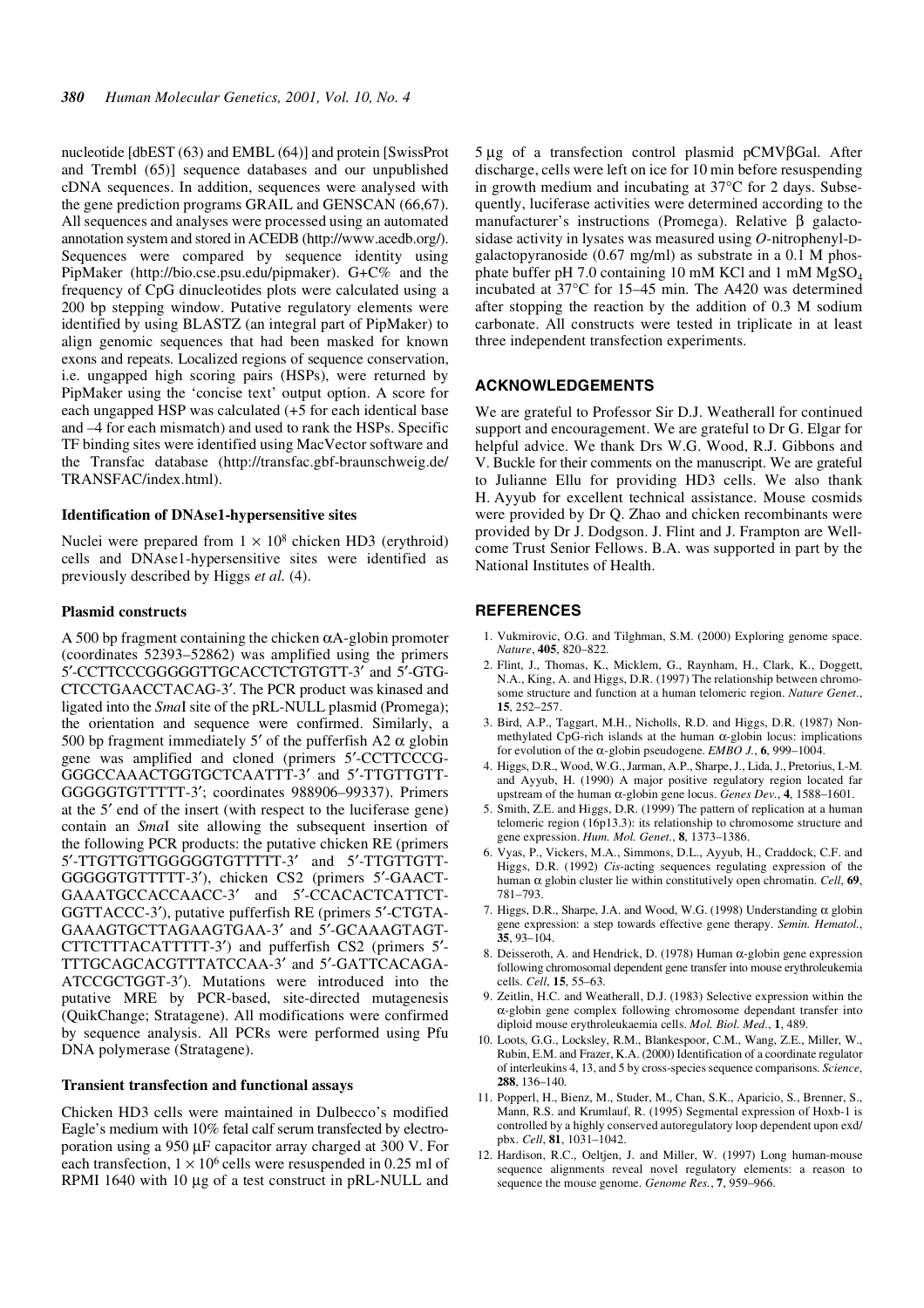nucleotide [dbEST (63) and EMBL (64)] and protein [SwissProt and Trembl (65)] sequence databases and our unpublished cDNA sequences. In addition, sequences were analysed with the gene prediction programs GRAIL and GENSCAN (66,67). All sequences and analyses were processed using an automated annotation system and stored in ACEDB (http://www.acedb.org/). Sequences were compared by sequence identity using PipMaker (http://bio.cse.psu.edu/pipmaker). G+C% and the frequency of CpG dinucleotides plots were calculated using a 200 bp stepping window. Putative regulatory elements were identified by using BLASTZ (an integral part of PipMaker) to align genomic sequences that had been masked for known exons and repeats. Localized regions of sequence conservation, i.e. ungapped high scoring pairs (HSPs), were returned by PipMaker using the 'concise text' output option. A score for each ungapped HSP was calculated (+5 for each identical base and –4 for each mismatch) and used to rank the HSPs. Specific TF binding sites were identified using MacVector software and the Transfac database (http://transfac.gbf-braunschweig.de/TRANSFAC/index.html).

### Identification of DNAse1-hypersensitive sites

Nuclei were prepared from $1 \times 10^8$ chicken HD3 (erythroid) cells and DNAse1-hypersensitive sites were identified as previously described by Higgs *et al.* (4).

### Plasmid constructs

A 500 bp fragment containing the chicken αA-globin promoter (coordinates 52393–52862) was amplified using the primers 5′-CCTTCCCGGGGGTTGCACCTCTGTGTT-3′ and 5′-GTG-CTCCTGAACCTACAG-3′. The PCR product was kinased and ligated into the *Sma*I site of the pRL-NULL plasmid (Promega); the orientation and sequence were confirmed. Similarly, a 500 bp fragment immediately 5′ of the pufferfish A2 α globin gene was amplified and cloned (primers 5′-CCTTCCCG-GGGCCAAACTGGTGCTCAATTT-3′ and 5′-TTGTTGTT-GGGGGTGTTTTT-3′; coordinates 988906–99337). Primers at the 5′ end of the insert (with respect to the luciferase gene) contain an *Sma*I site allowing the subsequent insertion of the following PCR products: the putative chicken RE (primers 5′-TTGTTGTTGGGGGTGTTTTT-3′ and 5′-TTGTTGTT-GGGGGTGTTTTT-3′), chicken CS2 (primers 5′-GAACT-GAAATGCCACCAACC-3′ and 5′-CCACACTCATTCT-GGTTACCC-3′), putative pufferfish RE (primers 5′-CTGTA-GAAAGTGCTTAGAAGTGAA-3′ and 5′-GCAAAGTAGT-CTTCTTTACATTTTT-3′) and pufferfish CS2 (primers 5′-TTTGCAGCACGTTTATCCAA-3′ and 5′-GATTCACAGA-ATCCGCTGGT-3′). Mutations were introduced into the putative MRE by PCR-based, site-directed mutagenesis (QuikChange; Stratagene). All modifications were confirmed by sequence analysis. All PCRs were performed using Pfu DNA polymerase (Stratagene).

### Transient transfection and functional assays

Chicken HD3 cells were maintained in Dulbecco's modified Eagle's medium with 10% fetal calf serum transfected by electroporation using a 950 µF capacitor array charged at 300 V. For each transfection, $1 \times 10^6$ cells were resuspended in 0.25 ml of RPMI 1640 with 10 µg of a test construct in pRL-NULL and 5 µg of a transfection control plasmid pCMVβGal. After discharge, cells were left on ice for 10 min before resuspending in growth medium and incubating at 37°C for 2 days. Subsequently, luciferase activities were determined according to the manufacturer's instructions (Promega). Relative β galactosidase activity in lysates was measured using *O*-nitrophenyl-D-galactopyranoside (0.67 mg/ml) as substrate in a 0.1 M phosphate buffer pH 7.0 containing 10 mM KCl and 1 mM $MgSO_4$ incubated at 37°C for 15–45 min. The A420 was determined after stopping the reaction by the addition of 0.3 M sodium carbonate. All constructs were tested in triplicate in at least three independent transfection experiments.

## ACKNOWLEDGEMENTS

We are grateful to Professor Sir D.J. Weatherall for continued support and encouragement. We are grateful to Dr G. Elgar for helpful advice. We thank Drs W.G. Wood, R.J. Gibbons and V. Buckle for their comments on the manuscript. We are grateful to Julianne Ellu for providing HD3 cells. We also thank H. Ayyub for excellent technical assistance. Mouse cosmids were provided by Dr Q. Zhao and chicken recombinants were provided by Dr J. Dodgson. J. Flint and J. Frampton are Wellcome Trust Senior Fellows. B.A. was supported in part by the National Institutes of Health.

## REFERENCES

1. Vukmirovic, O.G. and Tilghman, S.M. (2000) Exploring genome space. *Nature*, **405**, 820–822.
2. Flint, J., Thomas, K., Micklem, G., Raynham, H., Clark, K., Doggett, N.A., King, A. and Higgs, D.R. (1997) The relationship between chromosome structure and function at a human telomeric region. *Nature Genet.*, **15**, 252–257.
3. Bird, A.P., Taggart, M.H., Nicholls, R.D. and Higgs, D.R. (1987) Non-methylated CpG-rich islands at the human α-globin locus: implications for evolution of the α-globin pseudogene. *EMBO J.*, **6**, 999–1004.
4. Higgs, D.R., Wood, W.G., Jarman, A.P., Sharpe, J., Lida, J., Pretorius, I.-M. and Ayyub, H. (1990) A major positive regulatory region located far upstream of the human α-globin gene locus. *Genes Dev.*, **4**, 1588–1601.
5. Smith, Z.E. and Higgs, D.R. (1999) The pattern of replication at a human telomeric region (16p13.3): its relationship to chromosome structure and gene expression. *Hum. Mol. Genet.*, **8**, 1373–1386.
6. Vyas, P., Vickers, M.A., Simmons, D.L., Ayyub, H., Craddock, C.F. and Higgs, D.R. (1992) *Cis*-acting sequences regulating expression of the human α globin cluster lie within constitutively open chromatin. *Cell*, **69**, 781–793.
7. Higgs, D.R., Sharpe, J.A. and Wood, W.G. (1998) Understanding α globin gene expression: a step towards effective gene therapy. *Semin. Hematol.*, **35**, 93–104.
8. Deisseroth, A. and Hendrick, D. (1978) Human α-globin gene expression following chromosomal dependent gene transfer into mouse erythroleukemia cells. *Cell*, **15**, 55–63.
9. Zeitlin, H.C. and Weatherall, D.J. (1983) Selective expression within the α-globin gene complex following chromosome dependant transfer into diploid mouse erythroleukaemia cells. *Mol. Biol. Med.*, **1**, 489.
10. Loots, G.G., Locksley, R.M., Blankespoor, C.M., Wang, Z.E., Miller, W., Rubin, E.M. and Frazer, K.A. (2000) Identification of a coordinate regulator of interleukins 4, 13, and 5 by cross-species sequence comparisons. *Science*, **288**, 136–140.
11. Popperl, H., Bienz, M., Studer, M., Chan, S.K., Aparicio, S., Brenner, S., Mann, R.S. and Krumlauf, R. (1995) Segmental expression of Hoxb-1 is controlled by a highly conserved autoregulatory loop dependent upon exd/pbx. *Cell*, **81**, 1031–1042.
12. Hardison, R.C., Oeltjen, J. and Miller, W. (1997) Long human-mouse sequence alignments reveal novel regulatory elements: a reason to sequence the mouse genome. *Genome Res.*, **7**, 959–966.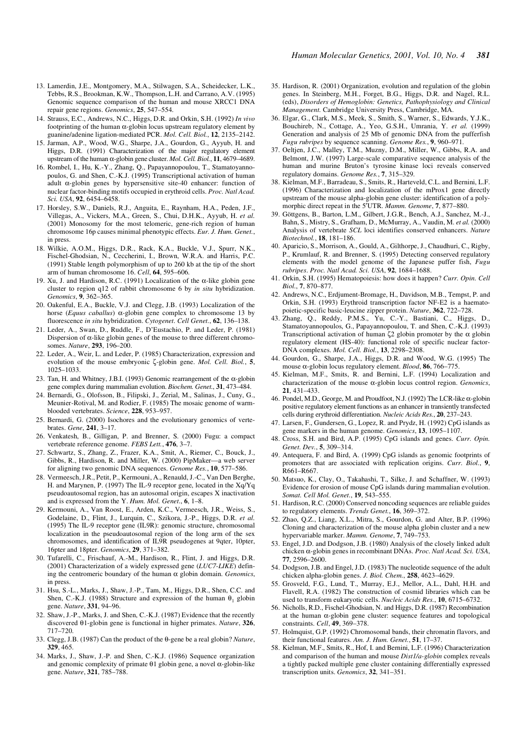13. Lamerdin, J.E., Montgomery, M.A., Stilwagen, S.A., Scheidecker, L.K., Tebbs, R.S., Brookman, K.W., Thompson, L.H. and Carrano, A.V. (1995) Genomic sequence comparison of the human and mouse XRCC1 DNA repair gene regions. *Genomics*, **25**, 547–554.
14. Strauss, E.C., Andrews, N.C., Higgs, D.R. and Orkin, S.H. (1992) *In vivo* footprinting of the human α-globin locus upstream regulatory element by guanine/adenine ligation-mediated PCR. *Mol. Cell. Biol.*, **12**, 2135–2142.
15. Jarman, A.P., Wood, W.G., Sharpe, J.A., Gourdon, G., Ayyub, H. and Higgs, D.R. (1991) Characterization of the major regulatory element upstream of the human α-globin gene cluster. *Mol. Cell. Biol.*, **11**, 4679–4689.
16. Rombel, I., Hu, K.-Y., Zhang, Q., Papayannopoulou, T., Stamatoyannopoulos, G. and Shen, C.-K.J. (1995) Transcriptional activation of human adult α-globin genes by hypersensitive site-40 enhancer: function of nuclear factor-binding motifs occupied in erythroid cells. *Proc. Natl Acad. Sci. USA*, **92**, 6454–6458.
17. Horsley, S.W., Daniels, R.J., Anguita, E., Raynham, H.A., Peden, J.F., Villegas, A., Vickers, M.A., Green, S., Chui, D.H.K., Ayyub, H. *et al.* (2001) Monosomy for the most telomeric, gene-rich region of human chromosome 16p causes minimal phenotypic effects. *Eur. J. Hum. Genet.*, in press.
18. Wilkie, A.O.M., Higgs, D.R., Rack, K.A., Buckle, V.J., Spurr, N.K., Fischel-Ghodsian, N., Ceccherini, I., Brown, W.R.A. and Harris, P.C. (1991) Stable length polymorphism of up to 260 kb at the tip of the short arm of human chromosome 16. *Cell*, **64**, 595–606.
19. Xu, J. and Hardison, R.C. (1991) Localization of the α-like globin gene cluster to region q12 of rabbit chromosome 6 by *in situ* hybridization. *Genomics*, **9**, 362–365.
20. Oakenful, E.A., Buckle, V.J. and Clegg, J.B. (1993) Localization of the horse (*Equus caballus*) α-globin gene complex to chromosome 13 by fluorescence *in situ* hybridization. *Cytogenet. Cell Genet.*, **62**, 136–138.
21. Leder, A., Swan, D., Ruddle, F., D'Eustachio, P. and Leder, P. (1981) Dispersion of α-like globin genes of the mouse to three different chromosomes. *Nature*, **293**, 196–200.
22. Leder, A., Weir, L. and Leder, P. (1985) Characterization, expression and evolution of the mouse embryonic ζ-globin gene. *Mol. Cell. Biol.*, **5**, 1025–1033.
23. Tan, H. and Whitney, J.B.I. (1993) Genomic rearrangement of the α-globin gene complex during mammalian evolution. *Biochem. Genet.*, **31**, 473–484.
24. Bernardi, G., Olofsson, B., Filipski, J., Zerial, M., Salinas, J., Cuny, G., Meunier-Rotival, M. and Rodier, F. (1985) The mosaic genome of warm-blooded vertebrates. *Science*, **228**, 953–957.
25. Bernardi, G. (2000) Isochores and the evolutionary genomics of vertebrates. *Gene*, **241**, 3–17.
26. Venkatesh, B., Gilligan, P. and Brenner, S. (2000) Fugu: a compact vertebrate reference genome. *FEBS Lett.*, **476**, 3–7.
27. Schwartz, S., Zhang, Z., Frazer, K.A., Smit, A., Riemer, C., Bouck, J., Gibbs, R., Hardison, R. and Miller, W. (2000) PipMaker—a web server for aligning two genomic DNA sequences. *Genome Res.*, **10**, 577–586.
28. Vermeesch, J.R., Petit, P., Kermouni, A., Renauld, J.-C., Van Den Berghe, H. and Marynen, P. (1997) The IL-9 receptor gene, located in the Xq/Yq pseudoautosomal region, has an autosomal origin, escapes X inactivation and is expressed from the Y. *Hum. Mol. Genet.*, **6**, 1–8.
29. Kermouni, A., Van Roost, E., Arden, K.C., Vermeesch, J.R., Weiss, S., Godelaine, D., Flint, J., Lurquin, C., Szikora, J.-P., Higgs, D.R. *et al.* (1995) The IL-9 receptor gene (IL9R): genomic structure, chromosomal localization in the pseudoautosomal region of the long arm of the sex chromosomes, and identification of IL9R pseudogenes at 9qter, 10pter, 16pter and 18pter. *Genomics*, **29**, 371–382.
30. Tufarelli, C., Frischauf, A.-M., Hardison, R., Flint, J. and Higgs, D.R. (2001) Characterization of a widely expressed gene (*LUC7-LIKE*) defining the centromeric boundary of the human α globin domain. *Genomics*, in press.
31. Hsu, S.-L., Marks, J., Shaw, J.-P., Tam, M., Higgs, D.R., Shen, C.C. and Shen, C.-K.J. (1988) Structure and expression of the human $\theta_1$ globin gene. *Nature*, **331**, 94–96.
32. Shaw, J.-P., Marks, J. and Shen, C.-K.J. (1987) Evidence that the recently discovered θ1-globin gene is functional in higher primates. *Nature*, **326**, 717–720.
33. Clegg, J.B. (1987) Can the product of the θ-gene be a real globin? *Nature*, **329**, 465.
34. Marks, J., Shaw, J.-P. and Shen, C.-K.J. (1986) Sequence organization and genomic complexity of primate θ1 globin gene, a novel α-globin-like gene. *Nature*, **321**, 785–788.
35. Hardison, R. (2001) Organization, evolution and regulation of the globin genes. In Steinberg, M.H., Forget, B.G., Higgs, D.R. and Nagel, R.L. (eds), *Disorders of Hemoglobin: Genetics, Pathophysiology and Clinical Management.* Cambridge University Press, Cambridge, MA.
36. Elgar, G., Clark, M.S., Meek, S., Smith, S., Warner, S., Edwards, Y.J.K., Bouchireb, N., Cottage, A., Yeo, G.S.H., Umrania, Y. *et al.* (1999) Generation and analysis of 25 Mb of genomic DNA from the pufferfish *Fugu rubripes* by sequence scanning. *Genome Res.*, **9**, 960–971.
37. Oeltjen, J.C., Malley, T.M., Muzny, D.M., Miller, W., Gibbs, R.A. and Belmont, J.W. (1997) Large-scale comparative sequence analysis of the human and murine Bruton's tyrosine kinase loci reveals conserved regulatory domains. *Genome Res.*, **7**, 315–329.
38. Kielman, M.F., Barradeau, S., Smits, R., Harteveld, C.L. and Bernini, L.F. (1996) Characterization and localization of the mProx1 gene directly upstream of the mouse alpha-globin gene cluster: identification of a polymorphic direct repeat in the 5′UTR. *Mamm. Genome*, **7**, 877–880.
39. Göttgens, B., Barton, L.M., Gilbert, J.G.R., Bench, A.J., Sanchez, M.-J., Bahn, S., Mistry, S., Grafham, D., McMurray, A., Vaudin, M. *et al.* (2000) Analysis of vertebrate *SCL* loci identifies conserved enhancers. *Nature Biotechnol.*, **18**, 181–186.
40. Aparicio, S., Morrison, A., Gould, A., Gilthorpe, J., Chaudhuri, C., Rigby, P., Krumlauf, R. and Brenner, S. (1995) Detecting conserved regulatory elements with the model genome of the Japanese puffer fish, *Fugu rubripes*. *Proc. Natl Acad. Sci. USA*, **92**, 1684–1688.
41. Orkin, S.H. (1995) Hematopoiesis: how does it happen? *Curr. Opin. Cell Biol.*, **7**, 870–877.
42. Andrews, N.C., Erdjument-Bromage, H., Davidson, M.B., Tempst, P. and Orkin, S.H. (1993) Erythroid transcription factor NF-E2 is a haematopoietic-specific basic-leucine zipper protein. *Nature*, **362**, 722–728.
43. Zhang, Q., Reddy, P.M.S., Yu, C.-Y., Bastiani, C., Higgs, D., Stamatoyannopoulos, G., Papayannopoulou, T. and Shen, C.-K.J. (1993) Transcriptional activation of human ζ2 globin promoter by the α globin regulatory element (HS-40): functional role of specific nuclear factor-DNA complexes. *Mol. Cell. Biol.*, **13**, 2298–2308.
44. Gourdon, G., Sharpe, J.A., Higgs, D.R. and Wood, W.G. (1995) The mouse α-globin locus regulatory element. *Blood*, **86**, 766–775.
45. Kielman, M.F., Smits, R. and Bernini, L.F. (1994) Localization and characterization of the mouse α-globin locus control region. *Genomics*, **21**, 431–433.
46. Pondel, M.D., George, M. and Proudfoot, N.J. (1992) The LCR-like α-globin positive regulatory element functions as an enhancer in transiently transfected cells during erythroid differentiation. *Nucleic Acids Res.*, **20**, 237–243.
47. Larsen, F., Gundersen, G., Lopez, R. and Prydz, H. (1992) CpG islands as gene markers in the human genome. *Genomics*, **13**, 1095–1107.
48. Cross, S.H. and Bird, A.P. (1995) CpG islands and genes. *Curr. Opin. Genet. Dev.*, **5**, 309–314.
49. Antequera, F. and Bird, A. (1999) CpG islands as genomic footprints of promoters that are associated with replication origins. *Curr. Biol.*, **9**, R661–R667.
50. Matsuo, K., Clay, O., Takahashi, T., Silke, J. and Schaffner, W. (1993) Evidence for erosion of mouse CpG islands during mammalian evolution. *Somat. Cell Mol. Genet.*, **19**, 543–555.
51. Hardison, R.C. (2000) Conserved noncoding sequences are reliable guides to regulatory elements. *Trends Genet.*, **16**, 369–372.
52. Zhao, Q.Z., Liang, X.L., Mitra, S., Gourdon, G. and Alter, B.P. (1996) Cloning and characterization of the mouse alpha globin cluster and a new hypervariable marker. *Mamm. Genome*, **7**, 749–753.
53. Engel, J.D. and Dodgson, J.B. (1980) Analysis of the closely linked adult chicken α-globin genes in recombinant DNAs. *Proc. Natl Acad. Sci. USA*, **77**, 2596–2600.
54. Dodgson, J.B. and Engel, J.D. (1983) The nucleotide sequence of the adult chicken alpha-globin genes. *J. Biol. Chem.*, **258**, 4623–4629.
55. Grosveld, F.G., Lund, T., Murray, E.J., Mellor, A.L., Dahl, H.H. and Flavell, R.A. (1982) The construction of cosmid libraries which can be used to transform eukaryotic cells. *Nucleic Acids Res.*, **10**, 6715–6732.
56. Nicholls, R.D., Fischel-Ghodsian, N. and Higgs, D.R. (1987) Recombination at the human α-globin gene cluster: sequence features and topological constraints. *Cell*, **49**, 369–378.
57. Holmquist, G.P. (1992) Chromosomal bands, their chromatin flavors, and their functional features. *Am. J. Hum. Genet.*, **51**, 17–37.
58. Kielman, M.F., Smits, R., Hof, I. and Bernini, L.F. (1996) Characterization and comparison of the human and mouse *Dist1/a-globin* complex reveals a tightly packed multiple gene cluster containing differentially expressed transcription units. *Genomics*, **32**, 341–351.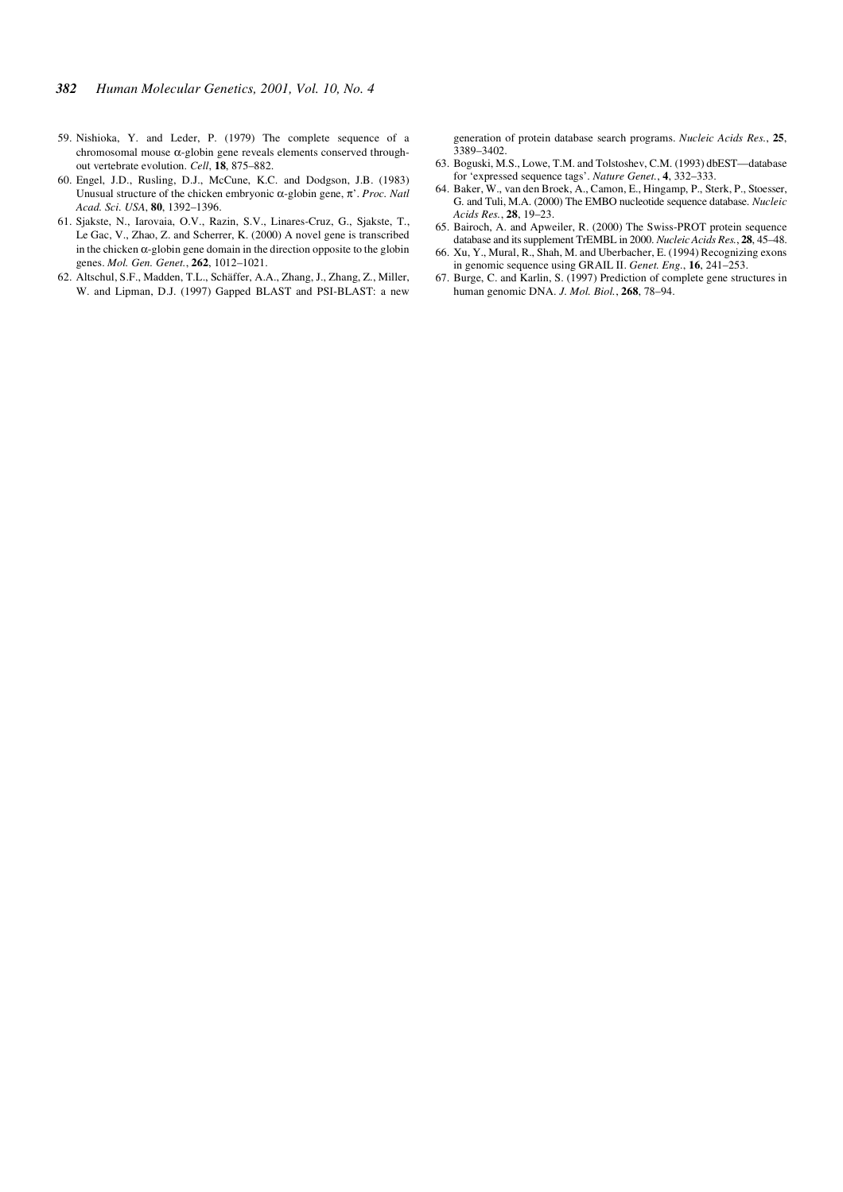59. Nishioka, Y. and Leder, P. (1979) The complete sequence of a chromosomal mouse α-globin gene reveals elements conserved throughout vertebrate evolution. *Cell*, **18**, 875–882.
60. Engel, J.D., Rusling, D.J., McCune, K.C. and Dodgson, J.B. (1983) Unusual structure of the chicken embryonic α-globin gene, π'. *Proc. Natl Acad. Sci. USA*, **80**, 1392–1396.
61. Sjakste, N., Iarovaia, O.V., Razin, S.V., Linares-Cruz, G., Sjakste, T., Le Gac, V., Zhao, Z. and Scherrer, K. (2000) A novel gene is transcribed in the chicken α-globin gene domain in the direction opposite to the globin genes. *Mol. Gen. Genet.*, **262**, 1012–1021.
62. Altschul, S.F., Madden, T.L., Schäffer, A.A., Zhang, J., Zhang, Z., Miller, W. and Lipman, D.J. (1997) Gapped BLAST and PSI-BLAST: a new generation of protein database search programs. *Nucleic Acids Res.*, **25**, 3389–3402.
63. Boguski, M.S., Lowe, T.M. and Tolstoshev, C.M. (1993) dbEST—database for 'expressed sequence tags'. *Nature Genet.*, **4**, 332–333.
64. Baker, W., van den Broek, A., Camon, E., Hingamp, P., Sterk, P., Stoesser, G. and Tuli, M.A. (2000) The EMBO nucleotide sequence database. *Nucleic Acids Res.*, **28**, 19–23.
65. Bairoch, A. and Apweiler, R. (2000) The Swiss-PROT protein sequence database and its supplement TrEMBL in 2000. *Nucleic Acids Res.*, **28**, 45–48.
66. Xu, Y., Mural, R., Shah, M. and Uberbacher, E. (1994) Recognizing exons in genomic sequence using GRAIL II. *Genet. Eng.*, **16**, 241–253.
67. Burge, C. and Karlin, S. (1997) Prediction of complete gene structures in human genomic DNA. *J. Mol. Biol.*, **268**, 78–94.